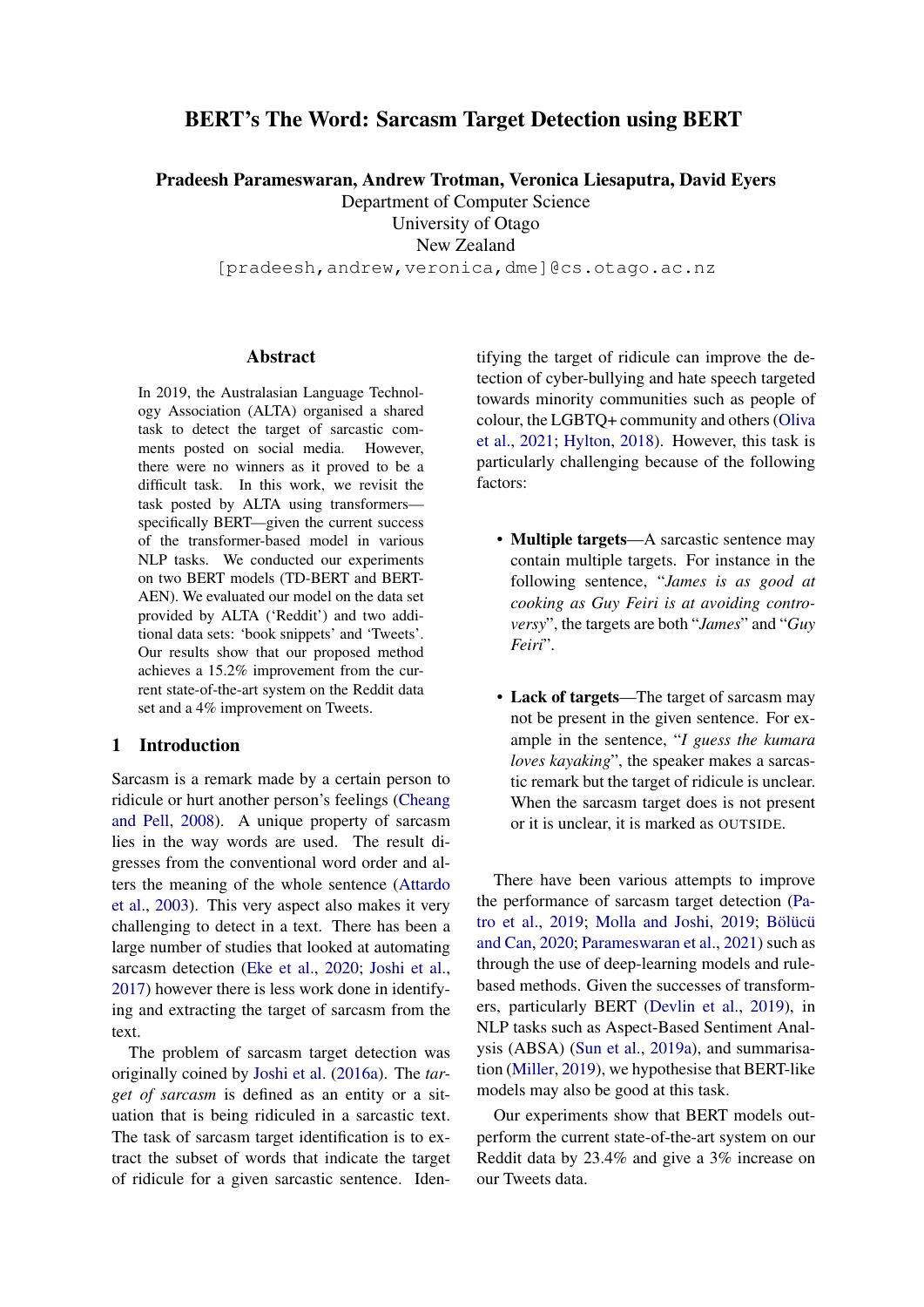# BERT's The Word: Sarcasm Target Detection using BERT

**Pradeesh Parameswaran, Andrew Trotman, Veronica Liesaputra, David Eyers**
Department of Computer Science
University of Otago
New Zealand
[pradeesh,andrew,veronica,dme]@cs.otago.ac.nz

## Abstract

In 2019, the Australasian Language Technology Association (ALTA) organised a shared task to detect the target of sarcastic comments posted on social media. However, there were no winners as it proved to be a difficult task. In this work, we revisit the task posted by ALTA using transformers—specifically BERT—given the current success of the transformer-based model in various NLP tasks. We conducted our experiments on two BERT models (TD-BERT and BERT-AEN). We evaluated our model on the data set provided by ALTA ('Reddit') and two additional data sets: 'book snippets' and 'Tweets'. Our results show that our proposed method achieves a 15.2% improvement from the current state-of-the-art system on the Reddit data set and a 4% improvement on Tweets.

## 1 Introduction

Sarcasm is a remark made by a certain person to ridicule or hurt another person's feelings (Cheang and Pell, 2008). A unique property of sarcasm lies in the way words are used. The result digresses from the conventional word order and alters the meaning of the whole sentence (Attardo et al., 2003). This very aspect also makes it very challenging to detect in a text. There has been a large number of studies that looked at automating sarcasm detection (Eke et al., 2020; Joshi et al., 2017) however there is less work done in identifying and extracting the target of sarcasm from the text.

The problem of sarcasm target detection was originally coined by Joshi et al. (2016a). The *target of sarcasm* is defined as an entity or a situation that is being ridiculed in a sarcastic text. The task of sarcasm target identification is to extract the subset of words that indicate the target of ridicule for a given sarcastic sentence. Identifying the target of ridicule can improve the detection of cyber-bullying and hate speech targeted towards minority communities such as people of colour, the LGBTQ+ community and others (Oliva et al., 2021; Hylton, 2018). However, this task is particularly challenging because of the following factors:

- **Multiple targets**—A sarcastic sentence may contain multiple targets. For instance in the following sentence, "*James is as good at cooking as Guy Feiri is at avoiding controversy*", the targets are both "*James*" and "*Guy Feiri*".
- **Lack of targets**—The target of sarcasm may not be present in the given sentence. For example in the sentence, "*I guess the kumara loves kayaking*", the speaker makes a sarcastic remark but the target of ridicule is unclear. When the sarcasm target does is not present or it is unclear, it is marked as OUTSIDE.

There have been various attempts to improve the performance of sarcasm target detection (Patro et al., 2019; Molla and Joshi, 2019; Bölücü and Can, 2020; Parameswaran et al., 2021) such as through the use of deep-learning models and rule-based methods. Given the successes of transformers, particularly BERT (Devlin et al., 2019), in NLP tasks such as Aspect-Based Sentiment Analysis (ABSA) (Sun et al., 2019a), and summarisation (Miller, 2019), we hypothesise that BERT-like models may also be good at this task.

Our experiments show that BERT models outperform the current state-of-the-art system on our Reddit data by 23.4% and give a 3% increase on our Tweets data.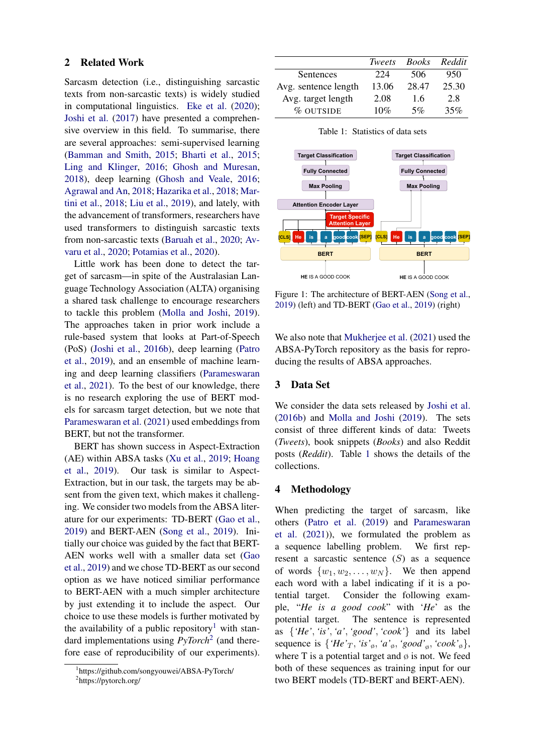## 2 Related Work

Sarcasm detection (i.e., distinguishing sarcastic texts from non-sarcastic texts) is widely studied in computational linguistics. Eke et al. (2020); Joshi et al. (2017) have presented a comprehensive overview in this field. To summarise, there are several approaches: semi-supervised learning (Bamman and Smith, 2015; Bharti et al., 2015; Ling and Klinger, 2016; Ghosh and Muresan, 2018), deep learning (Ghosh and Veale, 2016; Agrawal and An, 2018; Hazarika et al., 2018; Martini et al., 2018; Liu et al., 2019), and lately, with the advancement of transformers, researchers have used transformers to distinguish sarcastic texts from non-sarcastic texts (Baruah et al., 2020; Avvaru et al., 2020; Potamias et al., 2020).

Little work has been done to detect the target of sarcasm—in spite of the Australasian Language Technology Association (ALTA) organising a shared task challenge to encourage researchers to tackle this problem (Molla and Joshi, 2019). The approaches taken in prior work include a rule-based system that looks at Part-of-Speech (PoS) (Joshi et al., 2016b), deep learning (Patro et al., 2019), and an ensemble of machine learning and deep learning classifiers (Parameswaran et al., 2021). To the best of our knowledge, there is no research exploring the use of BERT models for sarcasm target detection, but we note that Parameswaran et al. (2021) used embeddings from BERT, but not the transformer.

BERT has shown success in Aspect-Extraction (AE) within ABSA tasks (Xu et al., 2019; Hoang et al., 2019). Our task is similar to Aspect-Extraction, but in our task, the targets may be absent from the given text, which makes it challenging. We consider two models from the ABSA literature for our experiments: TD-BERT (Gao et al., 2019) and BERT-AEN (Song et al., 2019). Initially our choice was guided by the fact that BERT-AEN works well with a smaller data set (Gao et al., 2019) and we chose TD-BERT as our second option as we have noticed similiar performance to BERT-AEN with a much simpler architecture by just extending it to include the aspect. Our choice to use these models is further motivated by the availability of a public repository[1] with standard implementations using *PyTorch*[2] (and therefore ease of reproducibility of our experiments).

[1] https://github.com/songyouwei/ABSA-PyTorch/
[2] https://pytorch.org/

| | *Tweets* | *Books* | *Reddit* |
|---|---|---|---|
| Sentences | 224 | 506 | 950 |
| Avg. sentence length | 13.06 | 28.47 | 25.30 |
| Avg. target length | 2.08 | 1.6 | 2.8 |
| % OUTSIDE | 10% | 5% | 35% |

Table 1: Statistics of data sets

Target Classification
Fully Connected
Max Pooling
Attention Encoder Layer
Target Specific Attention Layer
[CLS] He is a good cook [SEP]
BERT
HE IS A GOOD COOK

Target Classification
Fully Connected
Max Pooling
[CLS] He is a good cook [SEP]
BERT
HE IS A GOOD COOK

Figure 1: The architecture of BERT-AEN (Song et al., 2019) (left) and TD-BERT (Gao et al., 2019) (right)

We also note that Mukherjee et al. (2021) used the ABSA-PyTorch repository as the basis for reproducing the results of ABSA approaches.

## 3 Data Set

We consider the data sets released by Joshi et al. (2016b) and Molla and Joshi (2019). The sets consist of three different kinds of data: Tweets (*Tweets*), book snippets (*Books*) and also Reddit posts (*Reddit*). Table 1 shows the details of the collections.

## 4 Methodology

When predicting the target of sarcasm, like others (Patro et al. (2019) and Parameswaran et al. (2021)), we formulated the problem as a sequence labelling problem. We first represent a sarcastic sentence ($S$) as a sequence of words $\{w_1, w_2, \ldots, w_N\}$. We then append each word with a label indicating if it is a potential target. Consider the following example, "*He is a good cook*" with '*He*' as the potential target. The sentence is represented as $\{$'*He*', '*is*', '*a*', '*good*', '*cook*'$\}$ and its label sequence is $\{$'*He*'$_T$, '*is*'$_\varnothing$, '*a*'$_\varnothing$, '*good*'$_\varnothing$, '*cook*'$_\varnothing\}$, where T is a potential target and $\varnothing$ is not. We feed both of these sequences as training input for our two BERT models (TD-BERT and BERT-AEN).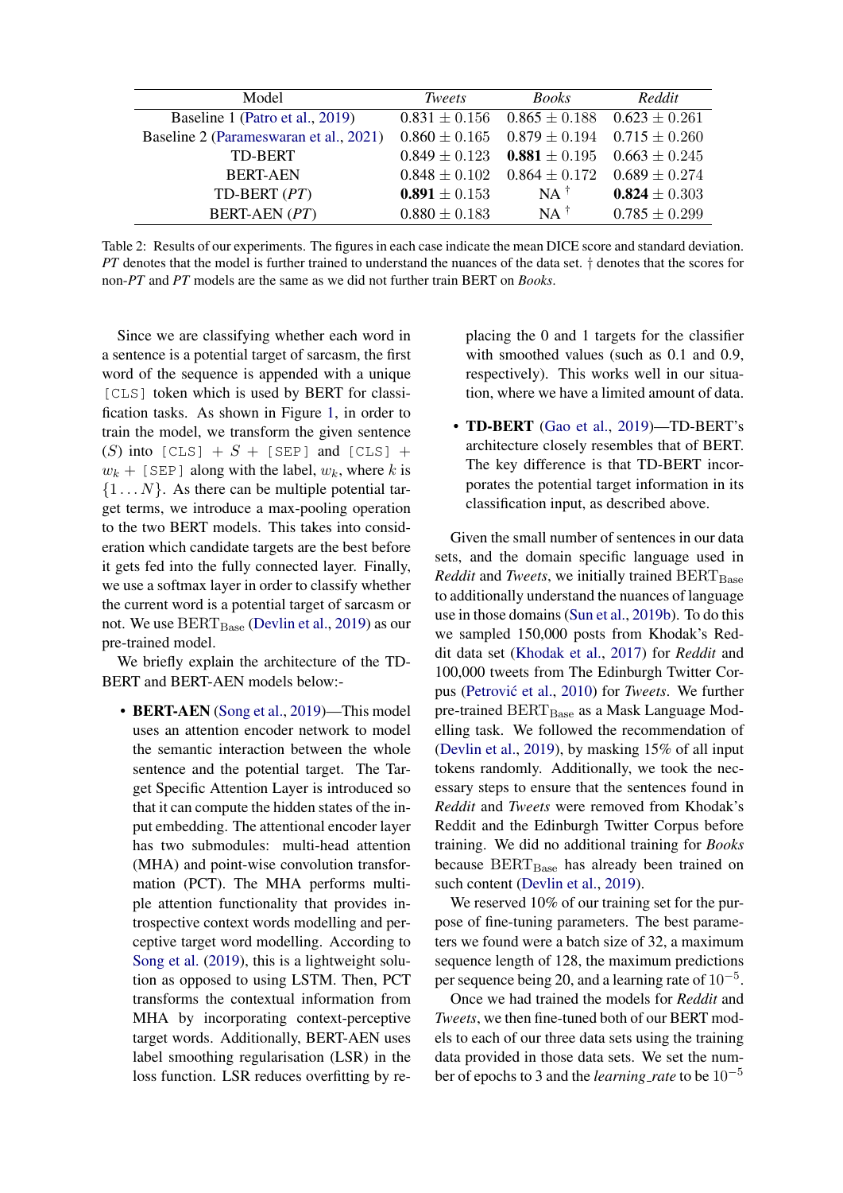| Model | *Tweets* | *Books* | *Reddit* |
|---|---|---|---|
| Baseline 1 (Patro et al., 2019) | $0.831 \pm 0.156$ | $0.865 \pm 0.188$ | $0.623 \pm 0.261$ |
| Baseline 2 (Parameswaran et al., 2021) | $0.860 \pm 0.165$ | $0.879 \pm 0.194$ | $0.715 \pm 0.260$ |
| TD-BERT | $0.849 \pm 0.123$ | $\mathbf{0.881} \pm 0.195$ | $0.663 \pm 0.245$ |
| BERT-AEN | $0.848 \pm 0.102$ | $0.864 \pm 0.172$ | $0.689 \pm 0.274$ |
| TD-BERT (*PT*) | $\mathbf{0.891} \pm 0.153$ | NA † | $\mathbf{0.824} \pm 0.303$ |
| BERT-AEN (*PT*) | $0.880 \pm 0.183$ | NA † | $0.785 \pm 0.299$ |

Table 2: Results of our experiments. The figures in each case indicate the mean DICE score and standard deviation. *PT* denotes that the model is further trained to understand the nuances of the data set. † denotes that the scores for non-*PT* and *PT* models are the same as we did not further train BERT on *Books*.

Since we are classifying whether each word in a sentence is a potential target of sarcasm, the first word of the sequence is appended with a unique [CLS] token which is used by BERT for classification tasks. As shown in Figure 1, in order to train the model, we transform the given sentence ($S$) into [CLS] + $S$ + [SEP] and [CLS] + $w_k$ + [SEP] along with the label, $w_k$, where $k$ is $\{1 \dots N\}$. As there can be multiple potential target terms, we introduce a max-pooling operation to the two BERT models. This takes into consideration which candidate targets are the best before it gets fed into the fully connected layer. Finally, we use a softmax layer in order to classify whether the current word is a potential target of sarcasm or not. We use $\text{BERT}_{\text{Base}}$ (Devlin et al., 2019) as our pre-trained model.

We briefly explain the architecture of the TD-BERT and BERT-AEN models below:-

- **BERT-AEN** (Song et al., 2019)—This model uses an attention encoder network to model the semantic interaction between the whole sentence and the potential target. The Target Specific Attention Layer is introduced so that it can compute the hidden states of the input embedding. The attentional encoder layer has two submodules: multi-head attention (MHA) and point-wise convolution transformation (PCT). The MHA performs multiple attention functionality that provides introspective context words modelling and perceptive target word modelling. According to Song et al. (2019), this is a lightweight solution as opposed to using LSTM. Then, PCT transforms the contextual information from MHA by incorporating context-perceptive target words. Additionally, BERT-AEN uses label smoothing regularisation (LSR) in the loss function. LSR reduces overfitting by replacing the 0 and 1 targets for the classifier with smoothed values (such as 0.1 and 0.9, respectively). This works well in our situation, where we have a limited amount of data.
- **TD-BERT** (Gao et al., 2019)—TD-BERT's architecture closely resembles that of BERT. The key difference is that TD-BERT incorporates the potential target information in its classification input, as described above.

Given the small number of sentences in our data sets, and the domain specific language used in *Reddit* and *Tweets*, we initially trained $\text{BERT}_{\text{Base}}$ to additionally understand the nuances of language use in those domains (Sun et al., 2019b). To do this we sampled 150,000 posts from Khodak's Reddit data set (Khodak et al., 2017) for *Reddit* and 100,000 tweets from The Edinburgh Twitter Corpus (Petrović et al., 2010) for *Tweets*. We further pre-trained $\text{BERT}_{\text{Base}}$ as a Mask Language Modelling task. We followed the recommendation of (Devlin et al., 2019), by masking 15% of all input tokens randomly. Additionally, we took the necessary steps to ensure that the sentences found in *Reddit* and *Tweets* were removed from Khodak's Reddit and the Edinburgh Twitter Corpus before training. We did no additional training for *Books* because $\text{BERT}_{\text{Base}}$ has already been trained on such content (Devlin et al., 2019).

We reserved 10% of our training set for the purpose of fine-tuning parameters. The best parameters we found were a batch size of 32, a maximum sequence length of 128, the maximum predictions per sequence being 20, and a learning rate of $10^{-5}$.

Once we had trained the models for *Reddit* and *Tweets*, we then fine-tuned both of our BERT models to each of our three data sets using the training data provided in those data sets. We set the number of epochs to 3 and the *learning_rate* to be $10^{-5}$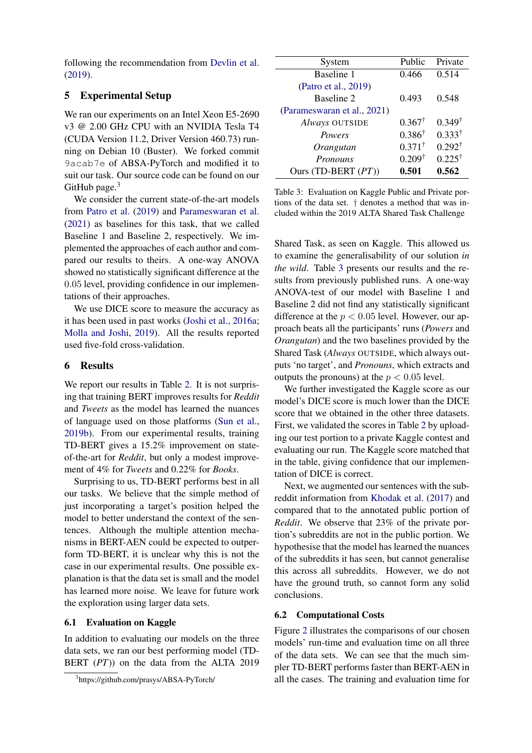following the recommendation from Devlin et al. (2019).

## 5 Experimental Setup

We ran our experiments on an Intel Xeon E5-2690 v3 @ 2.00 GHz CPU with an NVIDIA Tesla T4 (CUDA Version 11.2, Driver Version 460.73) running on Debian 10 (Buster). We forked commit `9acab7e` of ABSA-PyTorch and modified it to suit our task. Our source code can be found on our GitHub page.[3]

We consider the current state-of-the-art models from Patro et al. (2019) and Parameswaran et al. (2021) as baselines for this task, that we called Baseline 1 and Baseline 2, respectively. We implemented the approaches of each author and compared our results to theirs. A one-way ANOVA showed no statistically significant difference at the 0.05 level, providing confidence in our implementations of their approaches.

We use DICE score to measure the accuracy as it has been used in past works (Joshi et al., 2016a; Molla and Joshi, 2019). All the results reported used five-fold cross-validation.

## 6 Results

We report our results in Table 2. It is not surprising that training BERT improves results for *Reddit* and *Tweets* as the model has learned the nuances of language used on those platforms (Sun et al., 2019b). From our experimental results, training TD-BERT gives a 15.2% improvement on state-of-the-art for *Reddit*, but only a modest improvement of 4% for *Tweets* and 0.22% for *Books*.

Surprising to us, TD-BERT performs best in all our tasks. We believe that the simple method of just incorporating a target's position helped the model to better understand the context of the sentences. Although the multiple attention mechanisms in BERT-AEN could be expected to outperform TD-BERT, it is unclear why this is not the case in our experimental results. One possible explanation is that the data set is small and the model has learned more noise. We leave for future work the exploration using larger data sets.

### 6.1 Evaluation on Kaggle

In addition to evaluating our models on the three data sets, we ran our best performing model (TD-BERT (*PT*)) on the data from the ALTA 2019 Shared Task, as seen on Kaggle. This allowed us to examine the generalisability of our solution *in the wild*. Table 3 presents our results and the results from previously published runs. A one-way ANOVA-test of our model with Baseline 1 and Baseline 2 did not find any statistically significant difference at the $p < 0.05$ level. However, our approach beats all the participants' runs (*Powers* and *Orangutan*) and the two baselines provided by the Shared Task (*Always* OUTSIDE, which always outputs 'no target', and *Pronouns*, which extracts and outputs the pronouns) at the $p < 0.05$ level.

| System | Public | Private |
|---|---|---|
| Baseline 1 (Patro et al., 2019) | 0.466 | 0.514 |
| Baseline 2 (Parameswaran et al., 2021) | 0.493 | 0.548 |
| *Always* OUTSIDE | 0.367† | 0.349† |
| *Powers* | 0.386† | 0.333† |
| *Orangutan* | 0.371† | 0.292† |
| *Pronouns* | 0.209† | 0.225† |
| Ours (TD-BERT (*PT*)) | **0.501** | **0.562** |

Table 3: Evaluation on Kaggle Public and Private portions of the data set. † denotes a method that was included within the 2019 ALTA Shared Task Challenge

We further investigated the Kaggle score as our model's DICE score is much lower than the DICE score that we obtained in the other three datasets. First, we validated the scores in Table 2 by uploading our test portion to a private Kaggle contest and evaluating our run. The Kaggle score matched that in the table, giving confidence that our implementation of DICE is correct.

Next, we augmented our sentences with the subreddit information from Khodak et al. (2017) and compared that to the annotated public portion of *Reddit*. We observe that 23% of the private portion's subreddits are not in the public portion. We hypothesise that the model has learned the nuances of the subreddits it has seen, but cannot generalise this across all subreddits. However, we do not have the ground truth, so cannot form any solid conclusions.

### 6.2 Computational Costs

Figure 2 illustrates the comparisons of our chosen models' run-time and evaluation time on all three of the data sets. We can see that the much simpler TD-BERT performs faster than BERT-AEN in all the cases. The training and evaluation time for

[3] https://github.com/prasys/ABSA-PyTorch/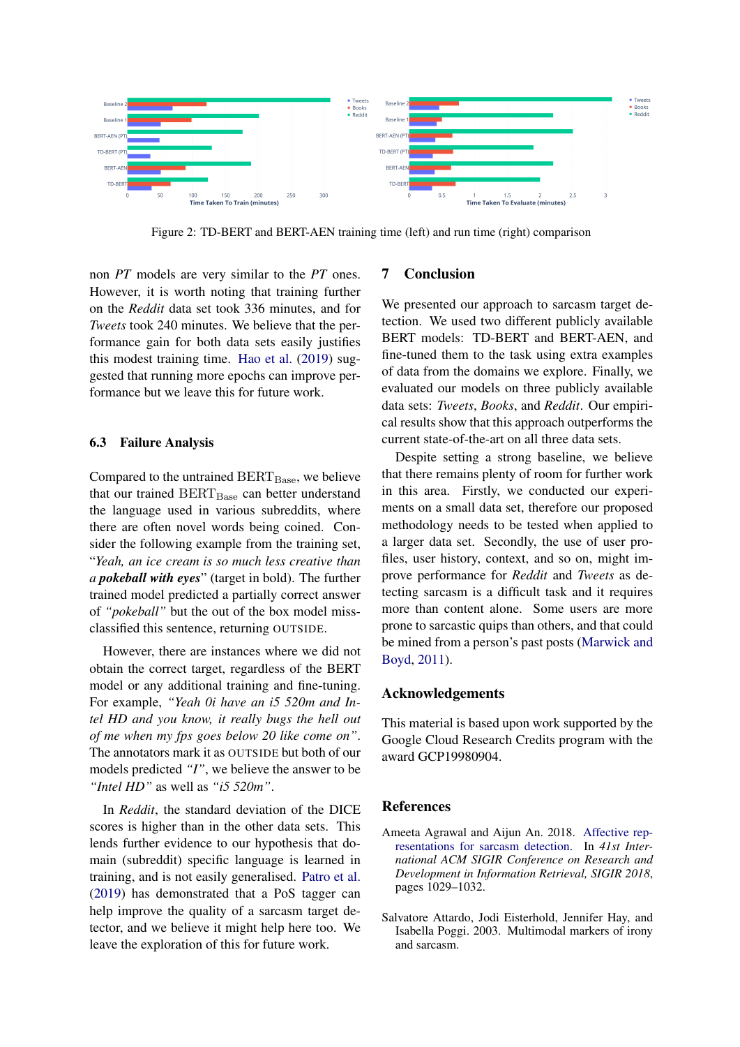Baseline 2
Baseline 1
BERT-AEN (PT)
TD-BERT (PT)
BERT-AEN
TD-BERT
0 50 100 150 200 250 300
Time Taken To Train (minutes)
Tweets
Books
Reddit

Baseline 2
Baseline 1
BERT-AEN (PT)
TD-BERT (PT)
BERT-AEN
TD-BERT
0 0.5 1 1.5 2 2.5 3
Time Taken To Evaluate (minutes)
Tweets
Books
Reddit

Figure 2: TD-BERT and BERT-AEN training time (left) and run time (right) comparison

non *PT* models are very similar to the *PT* ones. However, it is worth noting that training further on the *Reddit* data set took 336 minutes, and for *Tweets* took 240 minutes. We believe that the performance gain for both data sets easily justifies this modest training time. Hao et al. (2019) suggested that running more epochs can improve performance but we leave this for future work.

### 6.3 Failure Analysis

Compared to the untrained $\text{BERT}_{\text{Base}}$, we believe that our trained $\text{BERT}_{\text{Base}}$ can better understand the language used in various subreddits, where there are often novel words being coined. Consider the following example from the training set, "*Yeah, an ice cream is so much less creative than a **pokeball with eyes***" (target in bold). The further trained model predicted a partially correct answer of *"pokeball"* but the out of the box model missclassified this sentence, returning OUTSIDE.

However, there are instances where we did not obtain the correct target, regardless of the BERT model or any additional training and fine-tuning. For example, *"Yeah 0i have an i5 520m and Intel HD and you know, it really bugs the hell out of me when my fps goes below 20 like come on"*. The annotators mark it as OUTSIDE but both of our models predicted *"I"*, we believe the answer to be *"Intel HD"* as well as *"i5 520m"*.

In *Reddit*, the standard deviation of the DICE scores is higher than in the other data sets. This lends further evidence to our hypothesis that domain (subreddit) specific language is learned in training, and is not easily generalised. Patro et al. (2019) has demonstrated that a PoS tagger can help improve the quality of a sarcasm target detector, and we believe it might help here too. We leave the exploration of this for future work.

## 7 Conclusion

We presented our approach to sarcasm target detection. We used two different publicly available BERT models: TD-BERT and BERT-AEN, and fine-tuned them to the task using extra examples of data from the domains we explore. Finally, we evaluated our models on three publicly available data sets: *Tweets*, *Books*, and *Reddit*. Our empirical results show that this approach outperforms the current state-of-the-art on all three data sets.

Despite setting a strong baseline, we believe that there remains plenty of room for further work in this area. Firstly, we conducted our experiments on a small data set, therefore our proposed methodology needs to be tested when applied to a larger data set. Secondly, the use of user profiles, user history, context, and so on, might improve performance for *Reddit* and *Tweets* as detecting sarcasm is a difficult task and it requires more than content alone. Some users are more prone to sarcastic quips than others, and that could be mined from a person's past posts (Marwick and Boyd, 2011).

## Acknowledgements

This material is based upon work supported by the Google Cloud Research Credits program with the award GCP19980904.

## References

Ameeta Agrawal and Aijun An. 2018. Affective representations for sarcasm detection. In *41st International ACM SIGIR Conference on Research and Development in Information Retrieval, SIGIR 2018*, pages 1029–1032.

Salvatore Attardo, Jodi Eisterhold, Jennifer Hay, and Isabella Poggi. 2003. Multimodal markers of irony and sarcasm.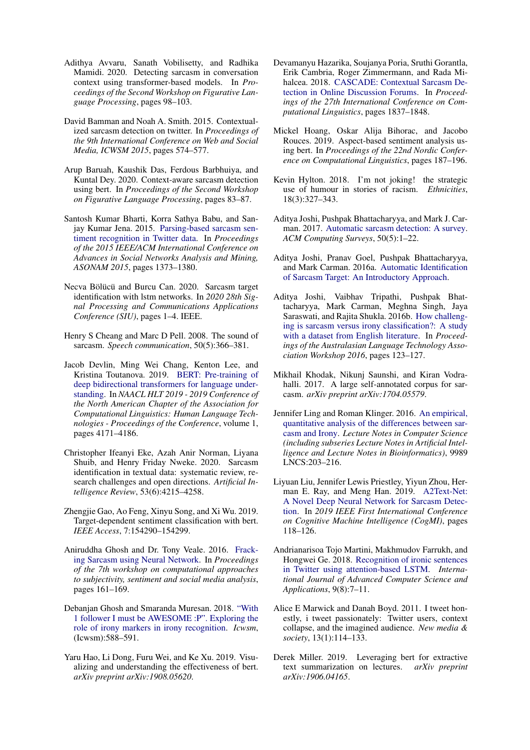Adithya Avvaru, Sanath Vobilisetty, and Radhika Mamidi. 2020. Detecting sarcasm in conversation context using transformer-based models. In *Proceedings of the Second Workshop on Figurative Language Processing*, pages 98–103.

David Bamman and Noah A. Smith. 2015. Contextualized sarcasm detection on twitter. In *Proceedings of the 9th International Conference on Web and Social Media, ICWSM 2015*, pages 574–577.

Arup Baruah, Kaushik Das, Ferdous Barbhuiya, and Kuntal Dey. 2020. Context-aware sarcasm detection using bert. In *Proceedings of the Second Workshop on Figurative Language Processing*, pages 83–87.

Santosh Kumar Bharti, Korra Sathya Babu, and Sanjay Kumar Jena. 2015. Parsing-based sarcasm sentiment recognition in Twitter data. In *Proceedings of the 2015 IEEE/ACM International Conference on Advances in Social Networks Analysis and Mining, ASONAM 2015*, pages 1373–1380.

Necva Bölücü and Burcu Can. 2020. Sarcasm target identification with lstm networks. In *2020 28th Signal Processing and Communications Applications Conference (SIU)*, pages 1–4. IEEE.

Henry S Cheang and Marc D Pell. 2008. The sound of sarcasm. *Speech communication*, 50(5):366–381.

Jacob Devlin, Ming Wei Chang, Kenton Lee, and Kristina Toutanova. 2019. BERT: Pre-training of deep bidirectional transformers for language understanding. In *NAACL HLT 2019 - 2019 Conference of the North American Chapter of the Association for Computational Linguistics: Human Language Technologies - Proceedings of the Conference*, volume 1, pages 4171–4186.

Christopher Ifeanyi Eke, Azah Anir Norman, Liyana Shuib, and Henry Friday Nweke. 2020. Sarcasm identification in textual data: systematic review, research challenges and open directions. *Artificial Intelligence Review*, 53(6):4215–4258.

Zhengjie Gao, Ao Feng, Xinyu Song, and Xi Wu. 2019. Target-dependent sentiment classification with bert. *IEEE Access*, 7:154290–154299.

Aniruddha Ghosh and Dr. Tony Veale. 2016. Fracking Sarcasm using Neural Network. In *Proceedings of the 7th workshop on computational approaches to subjectivity, sentiment and social media analysis*, pages 161–169.

Debanjan Ghosh and Smaranda Muresan. 2018. "With 1 follower I must be AWESOME :P". Exploring the role of irony markers in irony recognition. *Icwsm*, (Icwsm):588–591.

Yaru Hao, Li Dong, Furu Wei, and Ke Xu. 2019. Visualizing and understanding the effectiveness of bert. *arXiv preprint arXiv:1908.05620*.

Devamanyu Hazarika, Soujanya Poria, Sruthi Gorantla, Erik Cambria, Roger Zimmermann, and Rada Mihalcea. 2018. CASCADE: Contextual Sarcasm Detection in Online Discussion Forums. In *Proceedings of the 27th International Conference on Computational Linguistics*, pages 1837–1848.

Mickel Hoang, Oskar Alija Bihorac, and Jacobo Rouces. 2019. Aspect-based sentiment analysis using bert. In *Proceedings of the 22nd Nordic Conference on Computational Linguistics*, pages 187–196.

Kevin Hylton. 2018. I'm not joking! the strategic use of humour in stories of racism. *Ethnicities*, 18(3):327–343.

Aditya Joshi, Pushpak Bhattacharyya, and Mark J. Carman. 2017. Automatic sarcasm detection: A survey. *ACM Computing Surveys*, 50(5):1–22.

Aditya Joshi, Pranav Goel, Pushpak Bhattacharyya, and Mark Carman. 2016a. Automatic Identification of Sarcasm Target: An Introductory Approach.

Aditya Joshi, Vaibhav Tripathi, Pushpak Bhattacharyya, Mark Carman, Meghna Singh, Jaya Saraswati, and Rajita Shukla. 2016b. How challenging is sarcasm versus irony classification?: A study with a dataset from English literature. In *Proceedings of the Australasian Language Technology Association Workshop 2016*, pages 123–127.

Mikhail Khodak, Nikunj Saunshi, and Kiran Vodrahalli. 2017. A large self-annotated corpus for sarcasm. *arXiv preprint arXiv:1704.05579*.

Jennifer Ling and Roman Klinger. 2016. An empirical, quantitative analysis of the differences between sarcasm and Irony. *Lecture Notes in Computer Science (including subseries Lecture Notes in Artificial Intelligence and Lecture Notes in Bioinformatics)*, 9989 LNCS:203–216.

Liyuan Liu, Jennifer Lewis Priestley, Yiyun Zhou, Herman E. Ray, and Meng Han. 2019. A2Text-Net: A Novel Deep Neural Network for Sarcasm Detection. In *2019 IEEE First International Conference on Cognitive Machine Intelligence (CogMI)*, pages 118–126.

Andrianarisoa Tojo Martini, Makhmudov Farrukh, and Hongwei Ge. 2018. Recognition of ironic sentences in Twitter using attention-based LSTM. *International Journal of Advanced Computer Science and Applications*, 9(8):7–11.

Alice E Marwick and Danah Boyd. 2011. I tweet honestly, i tweet passionately: Twitter users, context collapse, and the imagined audience. *New media & society*, 13(1):114–133.

Derek Miller. 2019. Leveraging bert for extractive text summarization on lectures. *arXiv preprint arXiv:1906.04165*.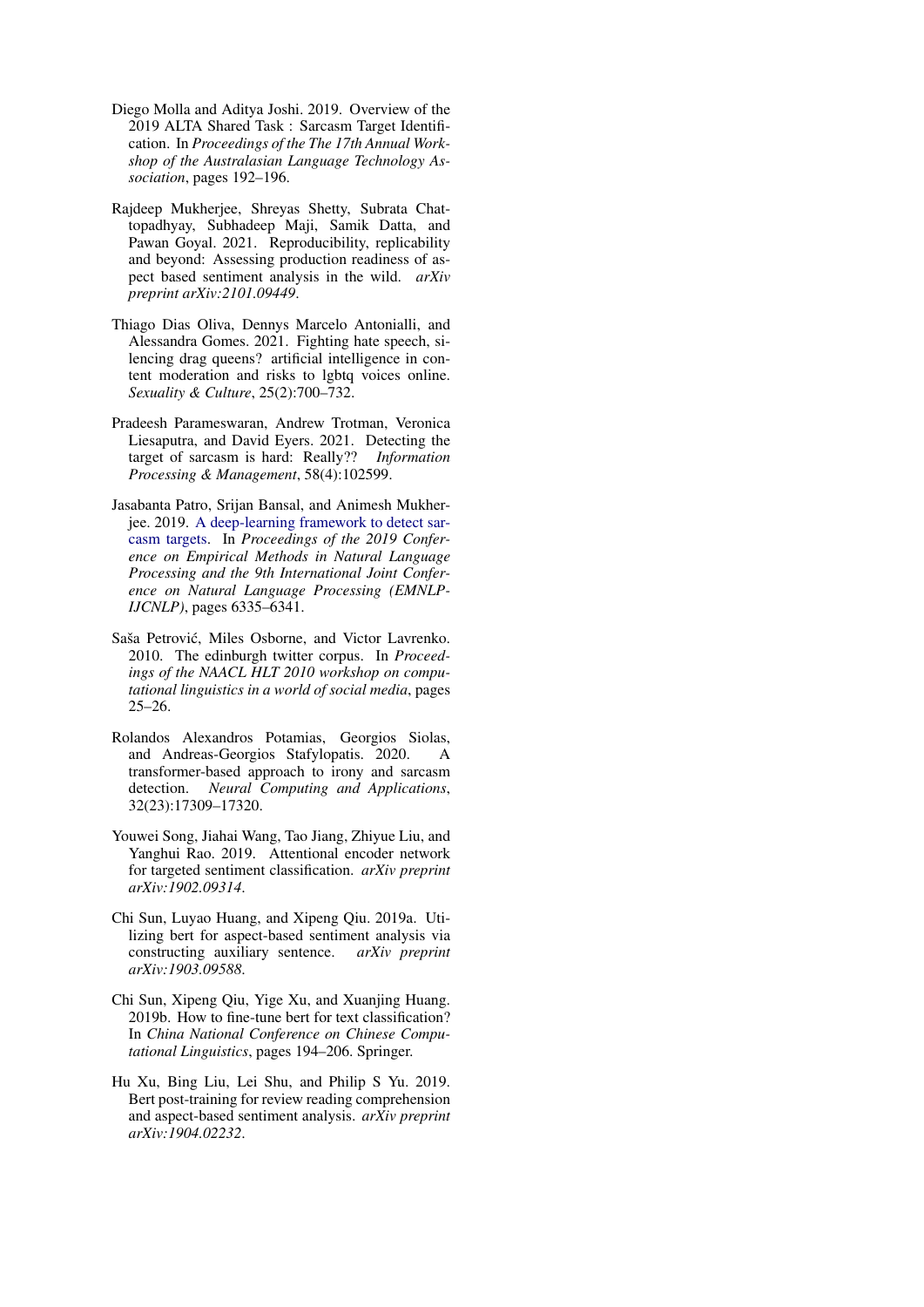Diego Molla and Aditya Joshi. 2019. Overview of the 2019 ALTA Shared Task : Sarcasm Target Identification. In *Proceedings of the The 17th Annual Workshop of the Australasian Language Technology Association*, pages 192–196.

Rajdeep Mukherjee, Shreyas Shetty, Subrata Chattopadhyay, Subhadeep Maji, Samik Datta, and Pawan Goyal. 2021. Reproducibility, replicability and beyond: Assessing production readiness of aspect based sentiment analysis in the wild. *arXiv preprint arXiv:2101.09449*.

Thiago Dias Oliva, Dennys Marcelo Antonialli, and Alessandra Gomes. 2021. Fighting hate speech, silencing drag queens? artificial intelligence in content moderation and risks to lgbtq voices online. *Sexuality & Culture*, 25(2):700–732.

Pradeesh Parameswaran, Andrew Trotman, Veronica Liesaputra, and David Eyers. 2021. Detecting the target of sarcasm is hard: Really?? *Information Processing & Management*, 58(4):102599.

Jasabanta Patro, Srijan Bansal, and Animesh Mukherjee. 2019. A deep-learning framework to detect sarcasm targets. In *Proceedings of the 2019 Conference on Empirical Methods in Natural Language Processing and the 9th International Joint Conference on Natural Language Processing (EMNLP-IJCNLP)*, pages 6335–6341.

Saša Petrović, Miles Osborne, and Victor Lavrenko. 2010. The edinburgh twitter corpus. In *Proceedings of the NAACL HLT 2010 workshop on computational linguistics in a world of social media*, pages 25–26.

Rolandos Alexandros Potamias, Georgios Siolas, and Andreas-Georgios Stafylopatis. 2020. A transformer-based approach to irony and sarcasm detection. *Neural Computing and Applications*, 32(23):17309–17320.

Youwei Song, Jiahai Wang, Tao Jiang, Zhiyue Liu, and Yanghui Rao. 2019. Attentional encoder network for targeted sentiment classification. *arXiv preprint arXiv:1902.09314*.

Chi Sun, Luyao Huang, and Xipeng Qiu. 2019a. Utilizing bert for aspect-based sentiment analysis via constructing auxiliary sentence. *arXiv preprint arXiv:1903.09588*.

Chi Sun, Xipeng Qiu, Yige Xu, and Xuanjing Huang. 2019b. How to fine-tune bert for text classification? In *China National Conference on Chinese Computational Linguistics*, pages 194–206. Springer.

Hu Xu, Bing Liu, Lei Shu, and Philip S Yu. 2019. Bert post-training for review reading comprehension and aspect-based sentiment analysis. *arXiv preprint arXiv:1904.02232*.